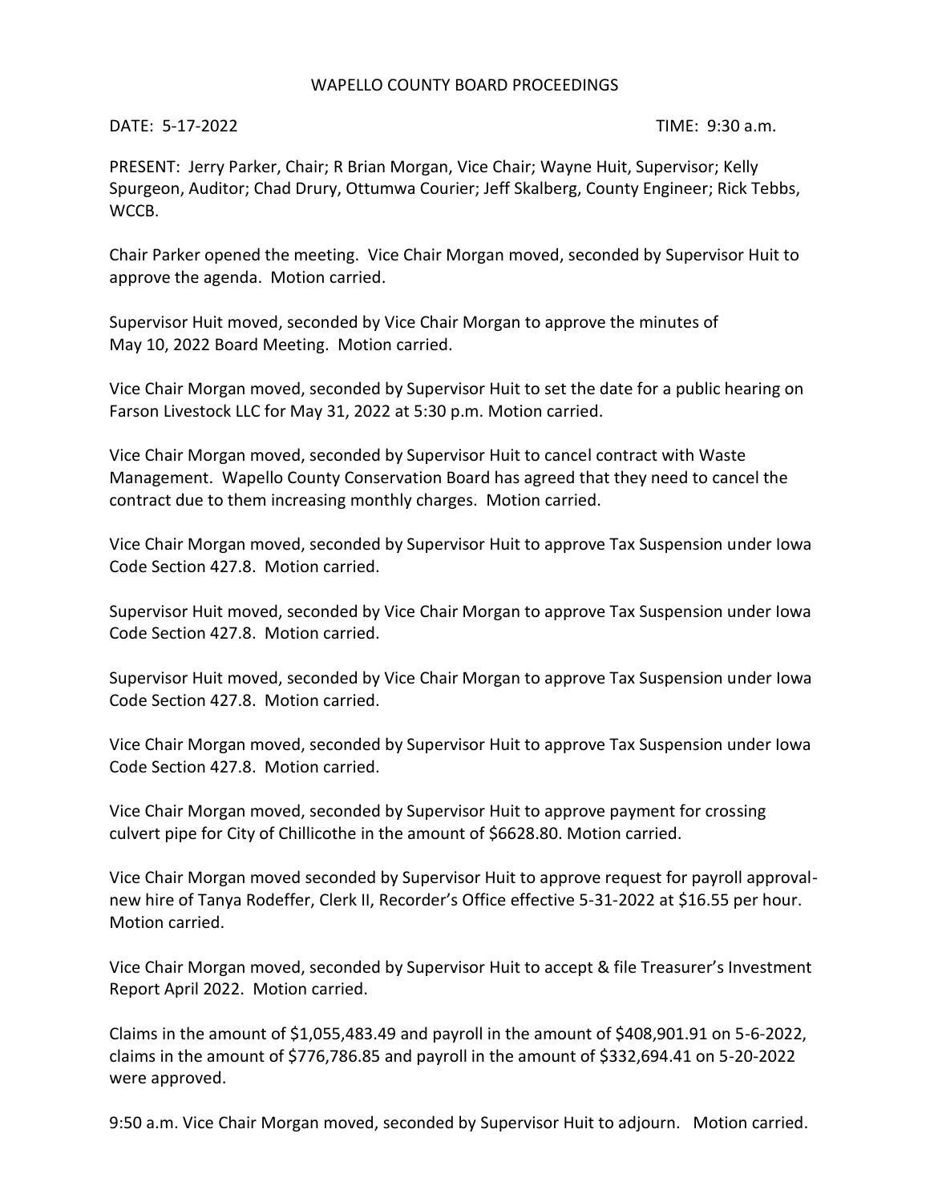# WAPELLO COUNTY BOARD PROCEEDINGS

DATE: 5-17-2022 TIME: 9:30 a.m.

PRESENT: Jerry Parker, Chair; R Brian Morgan, Vice Chair; Wayne Huit, Supervisor; Kelly Spurgeon, Auditor; Chad Drury, Ottumwa Courier; Jeff Skalberg, County Engineer; Rick Tebbs, WCCB.

Chair Parker opened the meeting. Vice Chair Morgan moved, seconded by Supervisor Huit to approve the agenda. Motion carried.

Supervisor Huit moved, seconded by Vice Chair Morgan to approve the minutes of May 10, 2022 Board Meeting. Motion carried.

Vice Chair Morgan moved, seconded by Supervisor Huit to set the date for a public hearing on Farson Livestock LLC for May 31, 2022 at 5:30 p.m. Motion carried.

Vice Chair Morgan moved, seconded by Supervisor Huit to cancel contract with Waste Management. Wapello County Conservation Board has agreed that they need to cancel the contract due to them increasing monthly charges. Motion carried.

Vice Chair Morgan moved, seconded by Supervisor Huit to approve Tax Suspension under Iowa Code Section 427.8. Motion carried.

Supervisor Huit moved, seconded by Vice Chair Morgan to approve Tax Suspension under Iowa Code Section 427.8. Motion carried.

Supervisor Huit moved, seconded by Vice Chair Morgan to approve Tax Suspension under Iowa Code Section 427.8. Motion carried.

Vice Chair Morgan moved, seconded by Supervisor Huit to approve Tax Suspension under Iowa Code Section 427.8. Motion carried.

Vice Chair Morgan moved, seconded by Supervisor Huit to approve payment for crossing culvert pipe for City of Chillicothe in the amount of $6628.80. Motion carried.

Vice Chair Morgan moved seconded by Supervisor Huit to approve request for payroll approval-new hire of Tanya Rodeffer, Clerk II, Recorder's Office effective 5-31-2022 at $16.55 per hour. Motion carried.

Vice Chair Morgan moved, seconded by Supervisor Huit to accept & file Treasurer's Investment Report April 2022. Motion carried.

Claims in the amount of $1,055,483.49 and payroll in the amount of $408,901.91 on 5-6-2022, claims in the amount of $776,786.85 and payroll in the amount of $332,694.41 on 5-20-2022 were approved.

9:50 a.m. Vice Chair Morgan moved, seconded by Supervisor Huit to adjourn. Motion carried.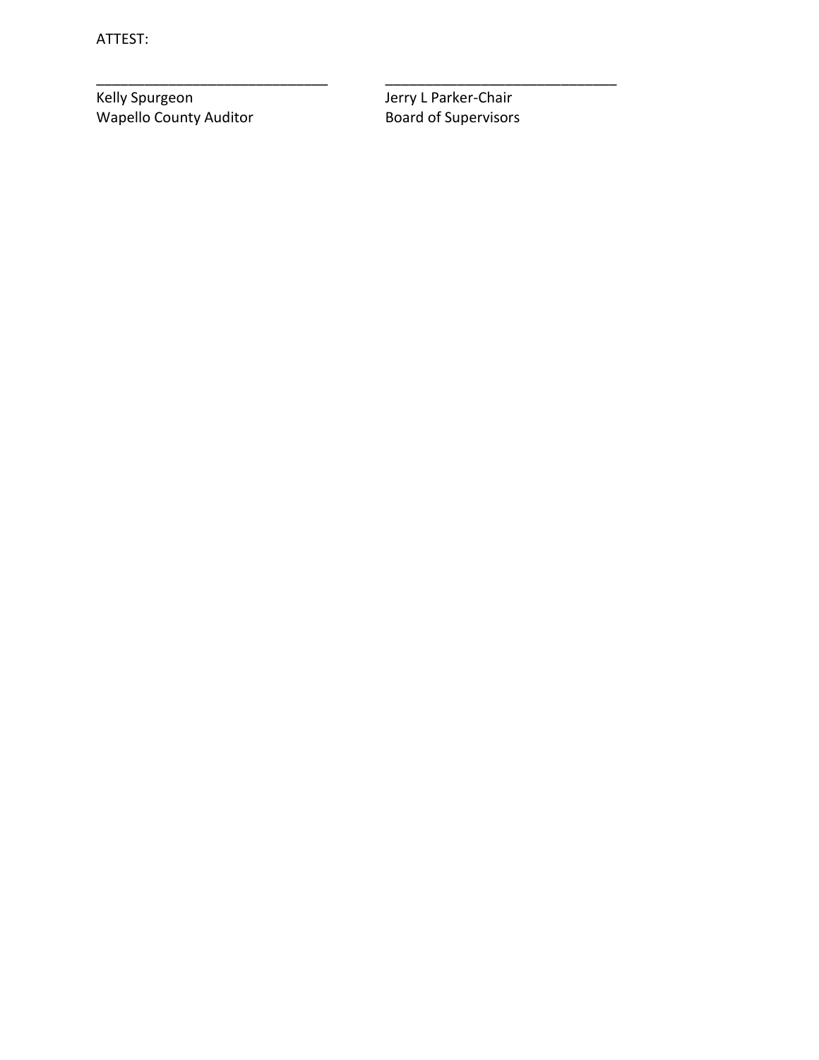ATTEST:

| | |
|---|---|
| ______________________________ | ______________________________ |
| Kelly Spurgeon | Jerry L Parker-Chair |
| Wapello County Auditor | Board of Supervisors |